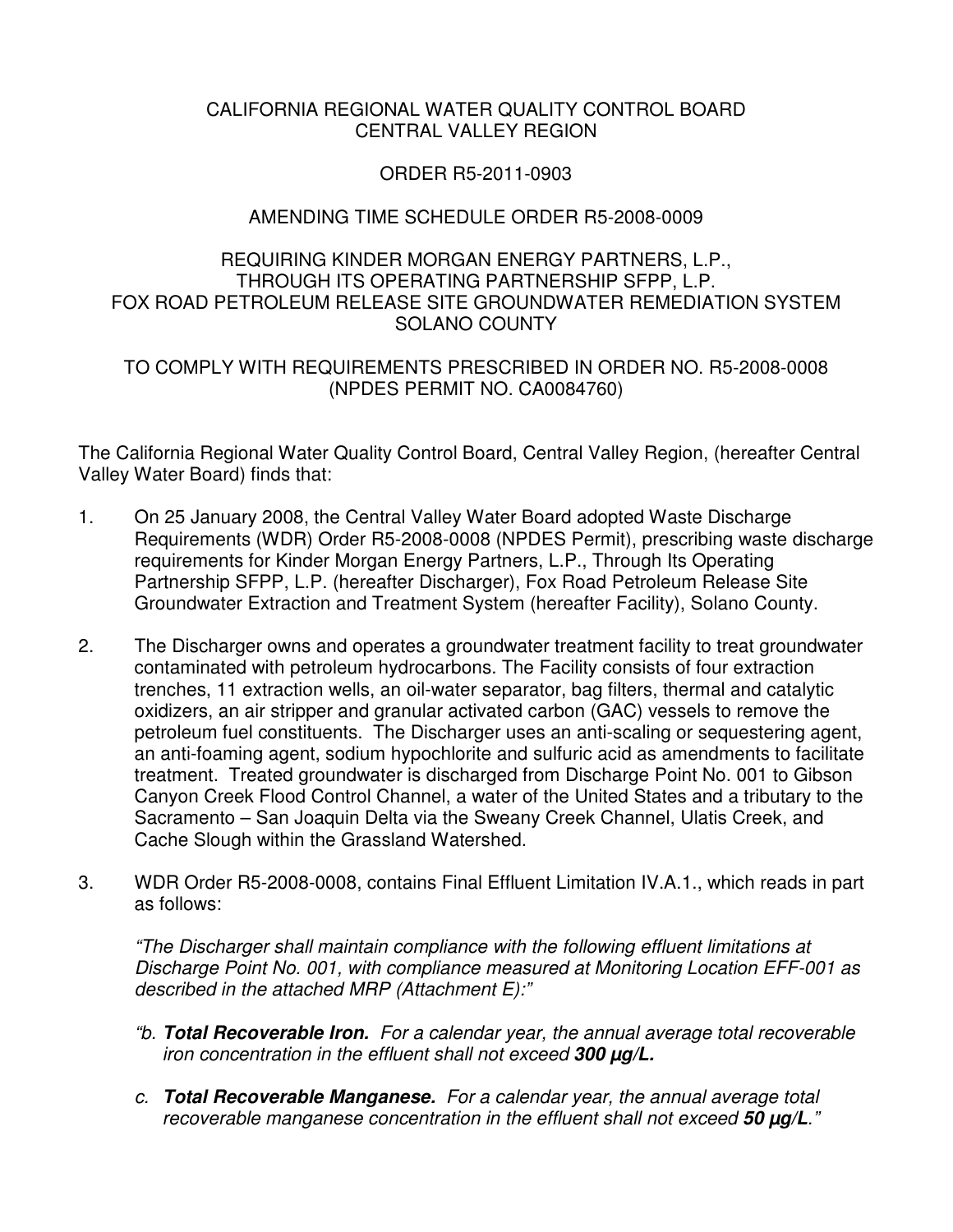CALIFORNIA REGIONAL WATER QUALITY CONTROL BOARD
CENTRAL VALLEY REGION

ORDER R5-2011-0903

AMENDING TIME SCHEDULE ORDER R5-2008-0009

REQUIRING KINDER MORGAN ENERGY PARTNERS, L.P.,
THROUGH ITS OPERATING PARTNERSHIP SFPP, L.P.
FOX ROAD PETROLEUM RELEASE SITE GROUNDWATER REMEDIATION SYSTEM
SOLANO COUNTY

TO COMPLY WITH REQUIREMENTS PRESCRIBED IN ORDER NO. R5-2008-0008
(NPDES PERMIT NO. CA0084760)

The California Regional Water Quality Control Board, Central Valley Region, (hereafter Central Valley Water Board) finds that:

1. On 25 January 2008, the Central Valley Water Board adopted Waste Discharge Requirements (WDR) Order R5-2008-0008 (NPDES Permit), prescribing waste discharge requirements for Kinder Morgan Energy Partners, L.P., Through Its Operating Partnership SFPP, L.P. (hereafter Discharger), Fox Road Petroleum Release Site Groundwater Extraction and Treatment System (hereafter Facility), Solano County.

2. The Discharger owns and operates a groundwater treatment facility to treat groundwater contaminated with petroleum hydrocarbons. The Facility consists of four extraction trenches, 11 extraction wells, an oil-water separator, bag filters, thermal and catalytic oxidizers, an air stripper and granular activated carbon (GAC) vessels to remove the petroleum fuel constituents. The Discharger uses an anti-scaling or sequestering agent, an anti-foaming agent, sodium hypochlorite and sulfuric acid as amendments to facilitate treatment. Treated groundwater is discharged from Discharge Point No. 001 to Gibson Canyon Creek Flood Control Channel, a water of the United States and a tributary to the Sacramento – San Joaquin Delta via the Sweany Creek Channel, Ulatis Creek, and Cache Slough within the Grassland Watershed.

3. WDR Order R5-2008-0008, contains Final Effluent Limitation IV.A.1., which reads in part as follows:

   *"The Discharger shall maintain compliance with the following effluent limitations at Discharge Point No. 001, with compliance measured at Monitoring Location EFF-001 as described in the attached MRP (Attachment E):"*

   *"b. **Total Recoverable Iron.** For a calendar year, the annual average total recoverable iron concentration in the effluent shall not exceed **300 µg/L.***

   *c. **Total Recoverable Manganese.** For a calendar year, the annual average total recoverable manganese concentration in the effluent shall not exceed **50 µg/L**."*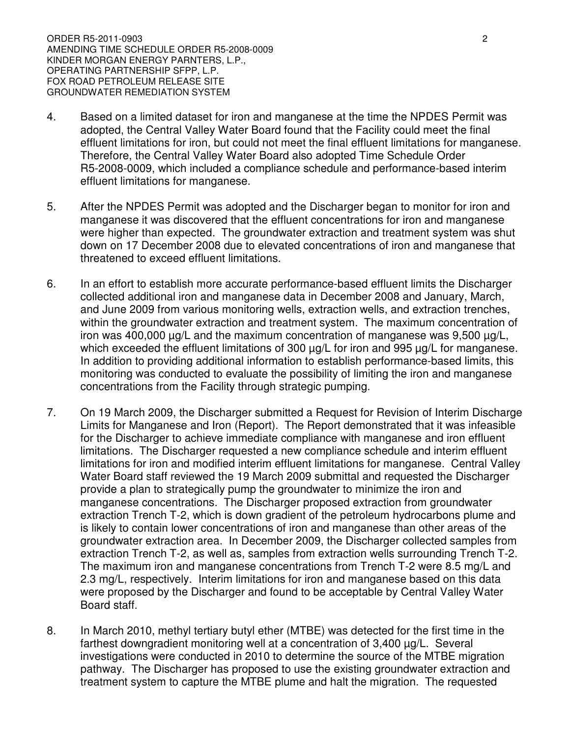4. Based on a limited dataset for iron and manganese at the time the NPDES Permit was adopted, the Central Valley Water Board found that the Facility could meet the final effluent limitations for iron, but could not meet the final effluent limitations for manganese. Therefore, the Central Valley Water Board also adopted Time Schedule Order R5-2008-0009, which included a compliance schedule and performance-based interim effluent limitations for manganese.

5. After the NPDES Permit was adopted and the Discharger began to monitor for iron and manganese it was discovered that the effluent concentrations for iron and manganese were higher than expected. The groundwater extraction and treatment system was shut down on 17 December 2008 due to elevated concentrations of iron and manganese that threatened to exceed effluent limitations.

6. In an effort to establish more accurate performance-based effluent limits the Discharger collected additional iron and manganese data in December 2008 and January, March, and June 2009 from various monitoring wells, extraction wells, and extraction trenches, within the groundwater extraction and treatment system. The maximum concentration of iron was 400,000 µg/L and the maximum concentration of manganese was 9,500 µg/L, which exceeded the effluent limitations of 300 µg/L for iron and 995 µg/L for manganese. In addition to providing additional information to establish performance-based limits, this monitoring was conducted to evaluate the possibility of limiting the iron and manganese concentrations from the Facility through strategic pumping.

7. On 19 March 2009, the Discharger submitted a Request for Revision of Interim Discharge Limits for Manganese and Iron (Report). The Report demonstrated that it was infeasible for the Discharger to achieve immediate compliance with manganese and iron effluent limitations. The Discharger requested a new compliance schedule and interim effluent limitations for iron and modified interim effluent limitations for manganese. Central Valley Water Board staff reviewed the 19 March 2009 submittal and requested the Discharger provide a plan to strategically pump the groundwater to minimize the iron and manganese concentrations. The Discharger proposed extraction from groundwater extraction Trench T-2, which is down gradient of the petroleum hydrocarbons plume and is likely to contain lower concentrations of iron and manganese than other areas of the groundwater extraction area. In December 2009, the Discharger collected samples from extraction Trench T-2, as well as, samples from extraction wells surrounding Trench T-2. The maximum iron and manganese concentrations from Trench T-2 were 8.5 mg/L and 2.3 mg/L, respectively. Interim limitations for iron and manganese based on this data were proposed by the Discharger and found to be acceptable by Central Valley Water Board staff.

8. In March 2010, methyl tertiary butyl ether (MTBE) was detected for the first time in the farthest downgradient monitoring well at a concentration of 3,400 µg/L. Several investigations were conducted in 2010 to determine the source of the MTBE migration pathway. The Discharger has proposed to use the existing groundwater extraction and treatment system to capture the MTBE plume and halt the migration. The requested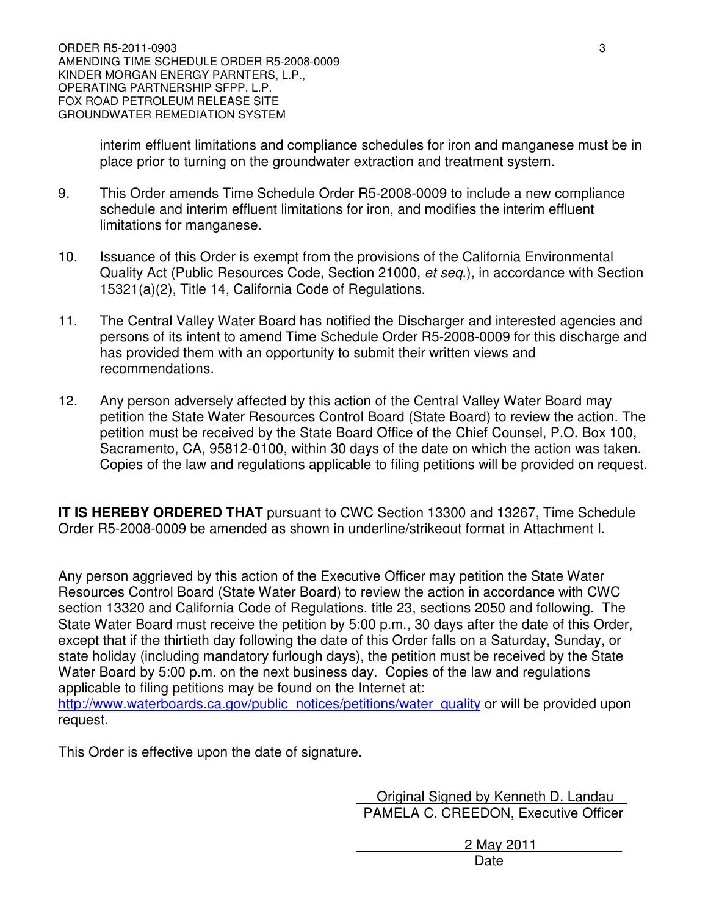interim effluent limitations and compliance schedules for iron and manganese must be in place prior to turning on the groundwater extraction and treatment system.

9. This Order amends Time Schedule Order R5-2008-0009 to include a new compliance schedule and interim effluent limitations for iron, and modifies the interim effluent limitations for manganese.

10. Issuance of this Order is exempt from the provisions of the California Environmental Quality Act (Public Resources Code, Section 21000, *et seq.*), in accordance with Section 15321(a)(2), Title 14, California Code of Regulations.

11. The Central Valley Water Board has notified the Discharger and interested agencies and persons of its intent to amend Time Schedule Order R5-2008-0009 for this discharge and has provided them with an opportunity to submit their written views and recommendations.

12. Any person adversely affected by this action of the Central Valley Water Board may petition the State Water Resources Control Board (State Board) to review the action. The petition must be received by the State Board Office of the Chief Counsel, P.O. Box 100, Sacramento, CA, 95812-0100, within 30 days of the date on which the action was taken. Copies of the law and regulations applicable to filing petitions will be provided on request.

**IT IS HEREBY ORDERED THAT** pursuant to CWC Section 13300 and 13267, Time Schedule Order R5-2008-0009 be amended as shown in underline/strikeout format in Attachment I.

Any person aggrieved by this action of the Executive Officer may petition the State Water Resources Control Board (State Water Board) to review the action in accordance with CWC section 13320 and California Code of Regulations, title 23, sections 2050 and following. The State Water Board must receive the petition by 5:00 p.m., 30 days after the date of this Order, except that if the thirtieth day following the date of this Order falls on a Saturday, Sunday, or state holiday (including mandatory furlough days), the petition must be received by the State Water Board by 5:00 p.m. on the next business day. Copies of the law and regulations applicable to filing petitions may be found on the Internet at: http://www.waterboards.ca.gov/public_notices/petitions/water_quality or will be provided upon request.

This Order is effective upon the date of signature.

Original Signed by Kenneth D. Landau
PAMELA C. CREEDON, Executive Officer

2 May 2011
Date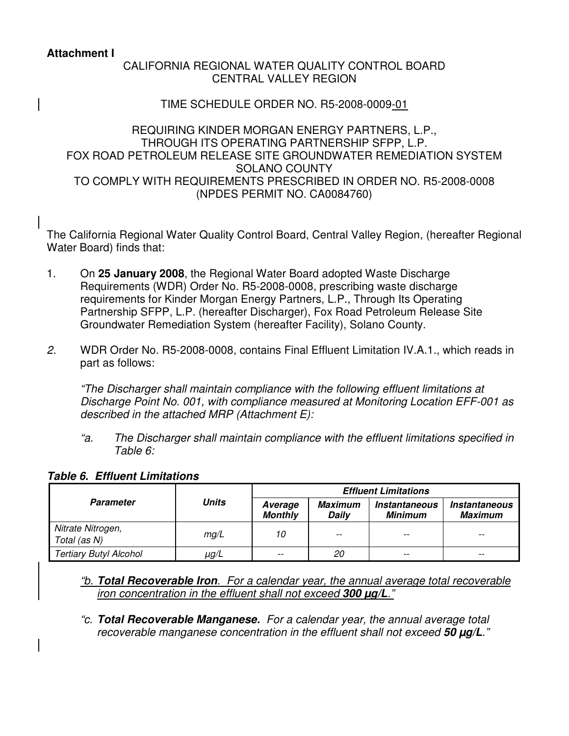**Attachment I**

CALIFORNIA REGIONAL WATER QUALITY CONTROL BOARD
CENTRAL VALLEY REGION

TIME SCHEDULE ORDER NO. R5-2008-0009-01

REQUIRING KINDER MORGAN ENERGY PARTNERS, L.P.,
THROUGH ITS OPERATING PARTNERSHIP SFPP, L.P.
FOX ROAD PETROLEUM RELEASE SITE GROUNDWATER REMEDIATION SYSTEM
SOLANO COUNTY
TO COMPLY WITH REQUIREMENTS PRESCRIBED IN ORDER NO. R5-2008-0008
(NPDES PERMIT NO. CA0084760)

The California Regional Water Quality Control Board, Central Valley Region, (hereafter Regional Water Board) finds that:

1. On **25 January 2008**, the Regional Water Board adopted Waste Discharge Requirements (WDR) Order No. R5-2008-0008, prescribing waste discharge requirements for Kinder Morgan Energy Partners, L.P., Through Its Operating Partnership SFPP, L.P. (hereafter Discharger), Fox Road Petroleum Release Site Groundwater Remediation System (hereafter Facility), Solano County.

2. WDR Order No. R5-2008-0008, contains Final Effluent Limitation IV.A.1., which reads in part as follows:

   *"The Discharger shall maintain compliance with the following effluent limitations at Discharge Point No. 001, with compliance measured at Monitoring Location EFF-001 as described in the attached MRP (Attachment E):*

   *"a. The Discharger shall maintain compliance with the effluent limitations specified in Table 6:*

***Table 6. Effluent Limitations***

| *Parameter* | *Units* | *Effluent Limitations* | | | |
|---|---|---|---|---|---|
| | | *Average Monthly* | *Maximum Daily* | *Instantaneous Minimum* | *Instantaneous Maximum* |
| *Nitrate Nitrogen, Total (as N)* | *mg/L* | *10* | *--* | *--* | *--* |
| *Tertiary Butyl Alcohol* | *µg/L* | *--* | *20* | *--* | *--* |

   *"b. **Total Recoverable Iron**. For a calendar year, the annual average total recoverable iron concentration in the effluent shall not exceed **300 µg/L**."*

   *"c. **Total Recoverable Manganese.** For a calendar year, the annual average total recoverable manganese concentration in the effluent shall not exceed **50 µg/L**."*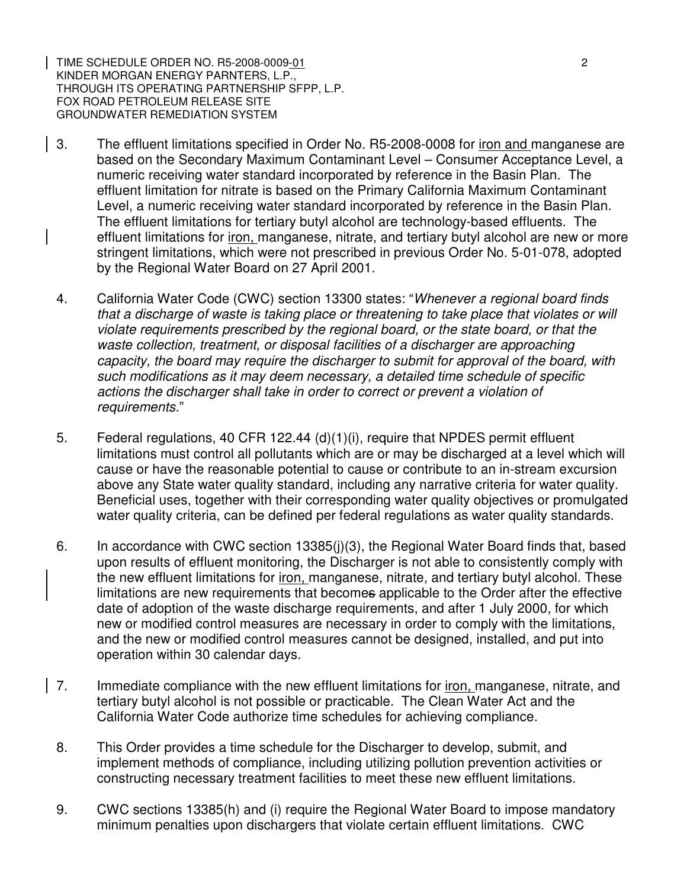3. The effluent limitations specified in Order No. R5-2008-0008 for iron and manganese are based on the Secondary Maximum Contaminant Level – Consumer Acceptance Level, a numeric receiving water standard incorporated by reference in the Basin Plan. The effluent limitation for nitrate is based on the Primary California Maximum Contaminant Level, a numeric receiving water standard incorporated by reference in the Basin Plan. The effluent limitations for tertiary butyl alcohol are technology-based effluents. The effluent limitations for iron, manganese, nitrate, and tertiary butyl alcohol are new or more stringent limitations, which were not prescribed in previous Order No. 5-01-078, adopted by the Regional Water Board on 27 April 2001.

4. California Water Code (CWC) section 13300 states: "*Whenever a regional board finds that a discharge of waste is taking place or threatening to take place that violates or will violate requirements prescribed by the regional board, or the state board, or that the waste collection, treatment, or disposal facilities of a discharger are approaching capacity, the board may require the discharger to submit for approval of the board, with such modifications as it may deem necessary, a detailed time schedule of specific actions the discharger shall take in order to correct or prevent a violation of requirements*."

5. Federal regulations, 40 CFR 122.44 (d)(1)(i), require that NPDES permit effluent limitations must control all pollutants which are or may be discharged at a level which will cause or have the reasonable potential to cause or contribute to an in-stream excursion above any State water quality standard, including any narrative criteria for water quality. Beneficial uses, together with their corresponding water quality objectives or promulgated water quality criteria, can be defined per federal regulations as water quality standards.

6. In accordance with CWC section 13385(j)(3), the Regional Water Board finds that, based upon results of effluent monitoring, the Discharger is not able to consistently comply with the new effluent limitations for iron, manganese, nitrate, and tertiary butyl alcohol. These limitations are new requirements that become~~s~~ applicable to the Order after the effective date of adoption of the waste discharge requirements, and after 1 July 2000, for which new or modified control measures are necessary in order to comply with the limitations, and the new or modified control measures cannot be designed, installed, and put into operation within 30 calendar days.

7. Immediate compliance with the new effluent limitations for iron, manganese, nitrate, and tertiary butyl alcohol is not possible or practicable. The Clean Water Act and the California Water Code authorize time schedules for achieving compliance.

8. This Order provides a time schedule for the Discharger to develop, submit, and implement methods of compliance, including utilizing pollution prevention activities or constructing necessary treatment facilities to meet these new effluent limitations.

9. CWC sections 13385(h) and (i) require the Regional Water Board to impose mandatory minimum penalties upon dischargers that violate certain effluent limitations. CWC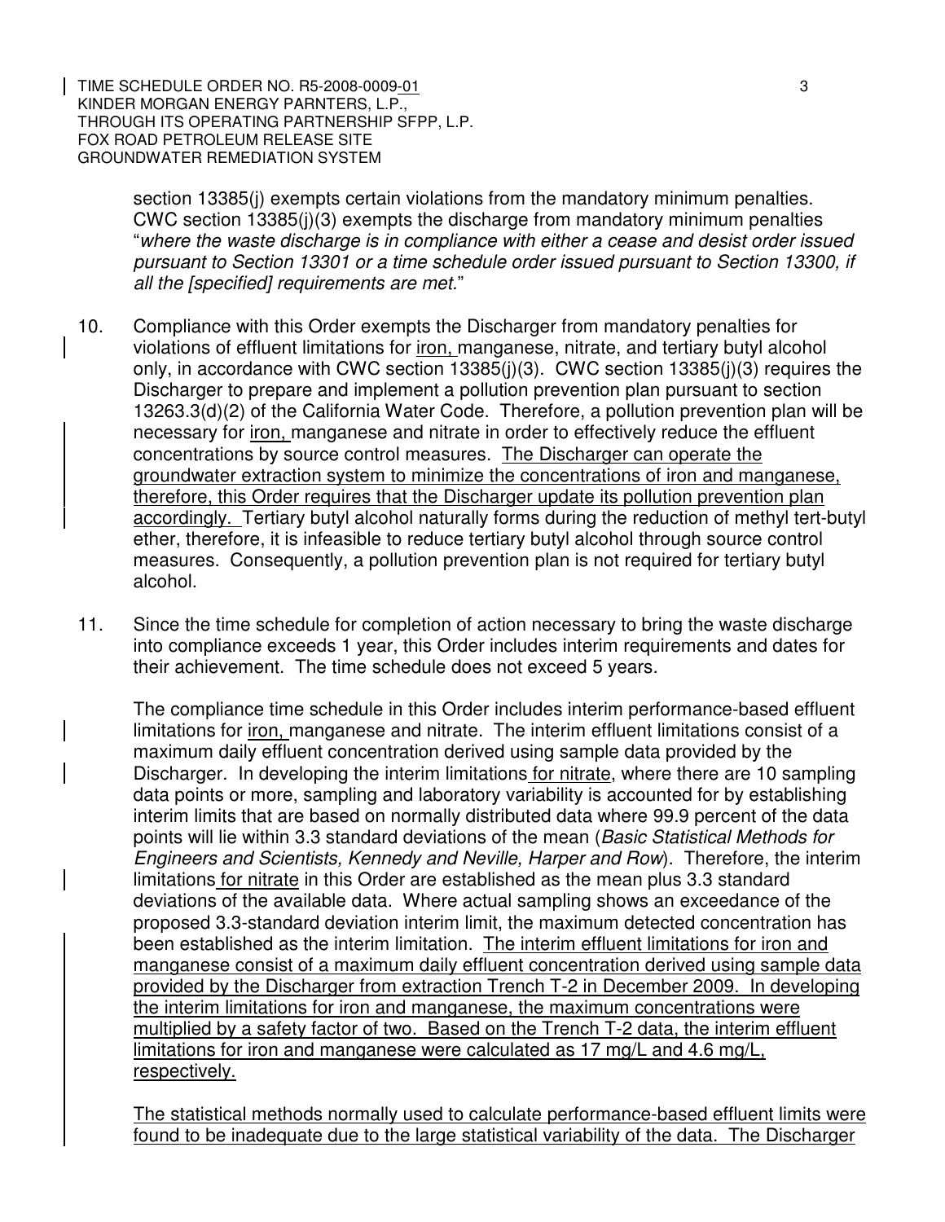section 13385(j) exempts certain violations from the mandatory minimum penalties. CWC section 13385(j)(3) exempts the discharge from mandatory minimum penalties "*where the waste discharge is in compliance with either a cease and desist order issued pursuant to Section 13301 or a time schedule order issued pursuant to Section 13300, if all the [specified] requirements are met.*"

10. Compliance with this Order exempts the Discharger from mandatory penalties for violations of effluent limitations for iron, manganese, nitrate, and tertiary butyl alcohol only, in accordance with CWC section 13385(j)(3). CWC section 13385(j)(3) requires the Discharger to prepare and implement a pollution prevention plan pursuant to section 13263.3(d)(2) of the California Water Code. Therefore, a pollution prevention plan will be necessary for iron, manganese and nitrate in order to effectively reduce the effluent concentrations by source control measures. The Discharger can operate the groundwater extraction system to minimize the concentrations of iron and manganese, therefore, this Order requires that the Discharger update its pollution prevention plan accordingly. Tertiary butyl alcohol naturally forms during the reduction of methyl tert-butyl ether, therefore, it is infeasible to reduce tertiary butyl alcohol through source control measures. Consequently, a pollution prevention plan is not required for tertiary butyl alcohol.

11. Since the time schedule for completion of action necessary to bring the waste discharge into compliance exceeds 1 year, this Order includes interim requirements and dates for their achievement. The time schedule does not exceed 5 years.

    The compliance time schedule in this Order includes interim performance-based effluent limitations for iron, manganese and nitrate. The interim effluent limitations consist of a maximum daily effluent concentration derived using sample data provided by the Discharger. In developing the interim limitations for nitrate, where there are 10 sampling data points or more, sampling and laboratory variability is accounted for by establishing interim limits that are based on normally distributed data where 99.9 percent of the data points will lie within 3.3 standard deviations of the mean (*Basic Statistical Methods for Engineers and Scientists, Kennedy and Neville, Harper and Row*). Therefore, the interim limitations for nitrate in this Order are established as the mean plus 3.3 standard deviations of the available data. Where actual sampling shows an exceedance of the proposed 3.3-standard deviation interim limit, the maximum detected concentration has been established as the interim limitation. The interim effluent limitations for iron and manganese consist of a maximum daily effluent concentration derived using sample data provided by the Discharger from extraction Trench T-2 in December 2009. In developing the interim limitations for iron and manganese, the maximum concentrations were multiplied by a safety factor of two. Based on the Trench T-2 data, the interim effluent limitations for iron and manganese were calculated as 17 mg/L and 4.6 mg/L, respectively.

    The statistical methods normally used to calculate performance-based effluent limits were found to be inadequate due to the large statistical variability of the data. The Discharger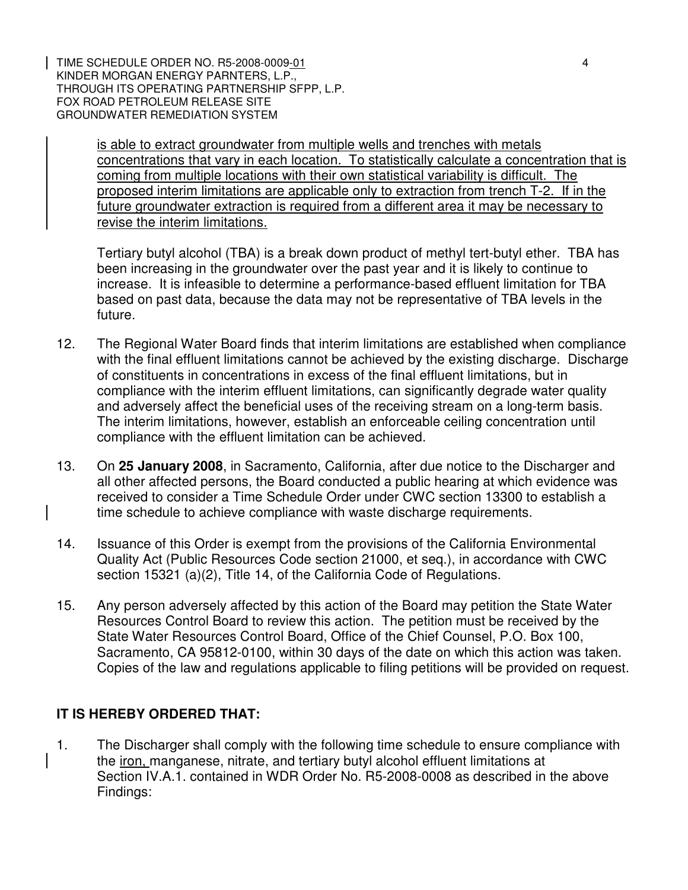is able to extract groundwater from multiple wells and trenches with metals concentrations that vary in each location. To statistically calculate a concentration that is coming from multiple locations with their own statistical variability is difficult. The proposed interim limitations are applicable only to extraction from trench T-2. If in the future groundwater extraction is required from a different area it may be necessary to revise the interim limitations.

Tertiary butyl alcohol (TBA) is a break down product of methyl tert-butyl ether. TBA has been increasing in the groundwater over the past year and it is likely to continue to increase. It is infeasible to determine a performance-based effluent limitation for TBA based on past data, because the data may not be representative of TBA levels in the future.

12. The Regional Water Board finds that interim limitations are established when compliance with the final effluent limitations cannot be achieved by the existing discharge. Discharge of constituents in concentrations in excess of the final effluent limitations, but in compliance with the interim effluent limitations, can significantly degrade water quality and adversely affect the beneficial uses of the receiving stream on a long-term basis. The interim limitations, however, establish an enforceable ceiling concentration until compliance with the effluent limitation can be achieved.

13. On **25 January 2008**, in Sacramento, California, after due notice to the Discharger and all other affected persons, the Board conducted a public hearing at which evidence was received to consider a Time Schedule Order under CWC section 13300 to establish a time schedule to achieve compliance with waste discharge requirements.

14. Issuance of this Order is exempt from the provisions of the California Environmental Quality Act (Public Resources Code section 21000, et seq.), in accordance with CWC section 15321 (a)(2), Title 14, of the California Code of Regulations.

15. Any person adversely affected by this action of the Board may petition the State Water Resources Control Board to review this action. The petition must be received by the State Water Resources Control Board, Office of the Chief Counsel, P.O. Box 100, Sacramento, CA 95812-0100, within 30 days of the date on which this action was taken. Copies of the law and regulations applicable to filing petitions will be provided on request.

## IT IS HEREBY ORDERED THAT:

1. The Discharger shall comply with the following time schedule to ensure compliance with the iron, manganese, nitrate, and tertiary butyl alcohol effluent limitations at Section IV.A.1. contained in WDR Order No. R5-2008-0008 as described in the above Findings: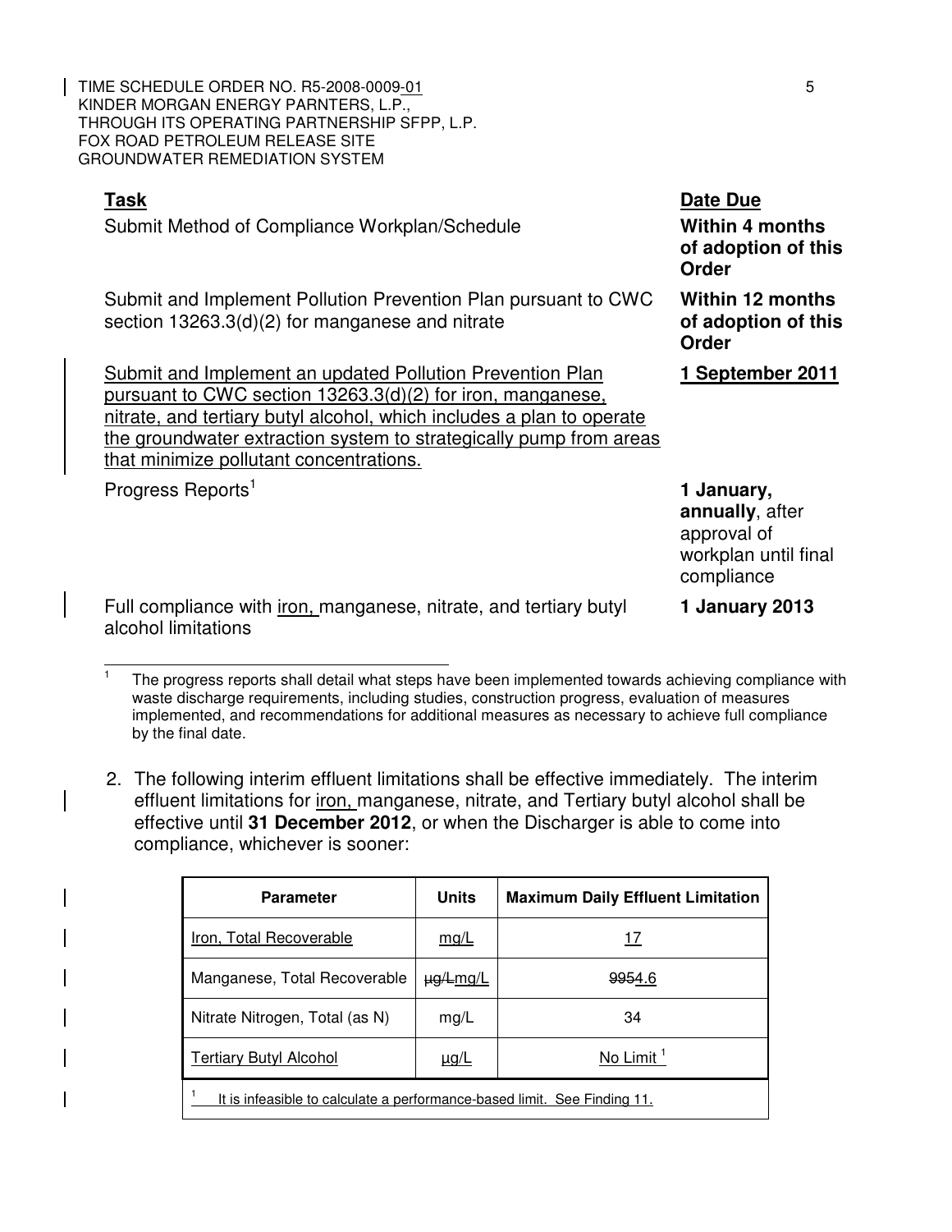| Task | Date Due |
|---|---|
| Submit Method of Compliance Workplan/Schedule | **Within 4 months of adoption of this Order** |
| Submit and Implement Pollution Prevention Plan pursuant to CWC section 13263.3(d)(2) for manganese and nitrate | **Within 12 months of adoption of this Order** |
| Submit and Implement an updated Pollution Prevention Plan pursuant to CWC section 13263.3(d)(2) for iron, manganese, nitrate, and tertiary butyl alcohol, which includes a plan to operate the groundwater extraction system to strategically pump from areas that minimize pollutant concentrations. | **1 September 2011** |
| Progress Reports[1] | **1 January, annually**, after approval of workplan until final compliance |
| Full compliance with iron, manganese, nitrate, and tertiary butyl alcohol limitations | **1 January 2013** |

[1] The progress reports shall detail what steps have been implemented towards achieving compliance with waste discharge requirements, including studies, construction progress, evaluation of measures implemented, and recommendations for additional measures as necessary to achieve full compliance by the final date.

2. The following interim effluent limitations shall be effective immediately. The interim effluent limitations for iron, manganese, nitrate, and Tertiary butyl alcohol shall be effective until **31 December 2012**, or when the Discharger is able to come into compliance, whichever is sooner:

| Parameter | Units | Maximum Daily Effluent Limitation |
|---|---|---|
| Iron, Total Recoverable | mg/L | 17 |
| Manganese, Total Recoverable | ~~µg/L~~mg/L | ~~995~~4.6 |
| Nitrate Nitrogen, Total (as N) | mg/L | 34 |
| Tertiary Butyl Alcohol | µg/L | No Limit [1] |

[1] It is infeasible to calculate a performance-based limit. See Finding 11.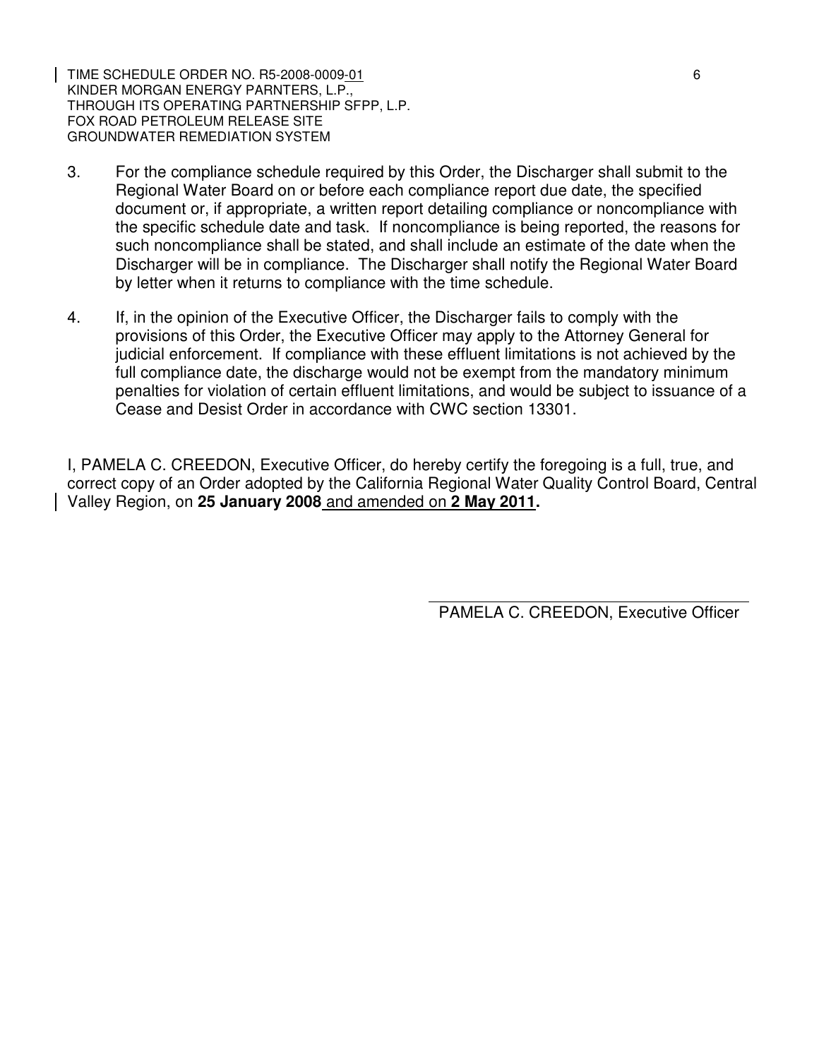3. For the compliance schedule required by this Order, the Discharger shall submit to the Regional Water Board on or before each compliance report due date, the specified document or, if appropriate, a written report detailing compliance or noncompliance with the specific schedule date and task. If noncompliance is being reported, the reasons for such noncompliance shall be stated, and shall include an estimate of the date when the Discharger will be in compliance. The Discharger shall notify the Regional Water Board by letter when it returns to compliance with the time schedule.

4. If, in the opinion of the Executive Officer, the Discharger fails to comply with the provisions of this Order, the Executive Officer may apply to the Attorney General for judicial enforcement. If compliance with these effluent limitations is not achieved by the full compliance date, the discharge would not be exempt from the mandatory minimum penalties for violation of certain effluent limitations, and would be subject to issuance of a Cease and Desist Order in accordance with CWC section 13301.

I, PAMELA C. CREEDON, Executive Officer, do hereby certify the foregoing is a full, true, and correct copy of an Order adopted by the California Regional Water Quality Control Board, Central Valley Region, on **25 January 2008** and amended on **2 May 2011.**

PAMELA C. CREEDON, Executive Officer